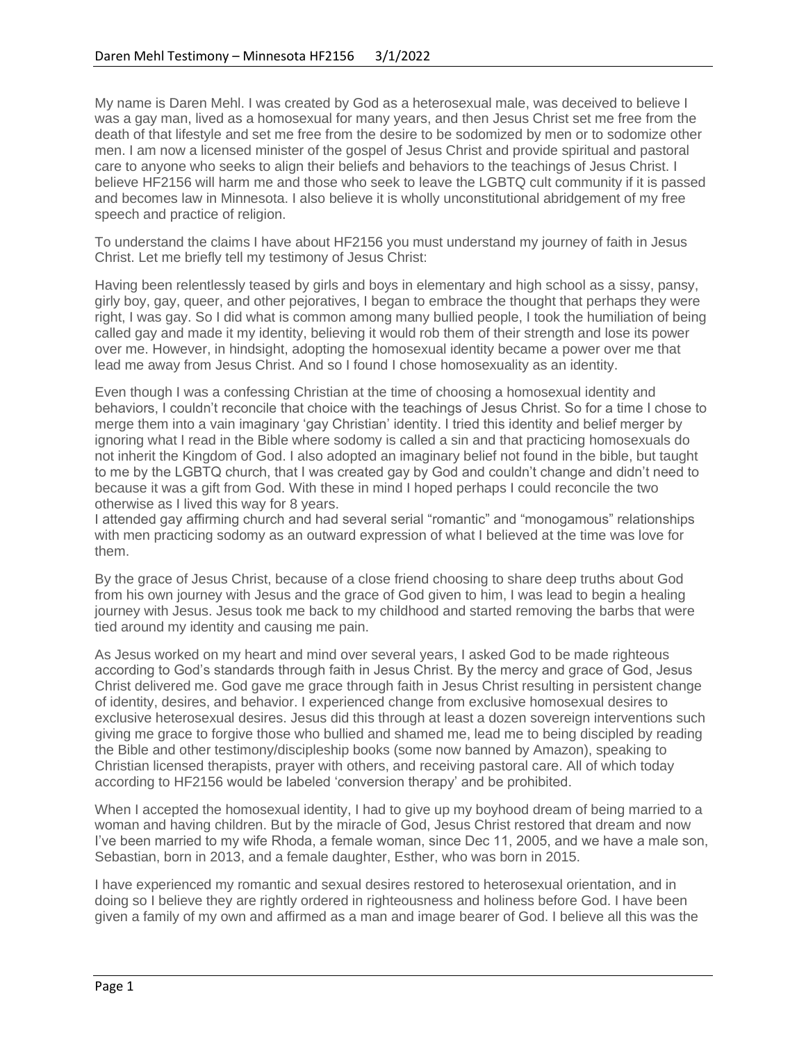My name is Daren Mehl. I was created by God as a heterosexual male, was deceived to believe I was a gay man, lived as a homosexual for many years, and then Jesus Christ set me free from the death of that lifestyle and set me free from the desire to be sodomized by men or to sodomize other men. I am now a licensed minister of the gospel of Jesus Christ and provide spiritual and pastoral care to anyone who seeks to align their beliefs and behaviors to the teachings of Jesus Christ. I believe HF2156 will harm me and those who seek to leave the LGBTQ cult community if it is passed and becomes law in Minnesota. I also believe it is wholly unconstitutional abridgement of my free speech and practice of religion.

To understand the claims I have about HF2156 you must understand my journey of faith in Jesus Christ. Let me briefly tell my testimony of Jesus Christ:

Having been relentlessly teased by girls and boys in elementary and high school as a sissy, pansy, girly boy, gay, queer, and other pejoratives, I began to embrace the thought that perhaps they were right, I was gay. So I did what is common among many bullied people, I took the humiliation of being called gay and made it my identity, believing it would rob them of their strength and lose its power over me. However, in hindsight, adopting the homosexual identity became a power over me that lead me away from Jesus Christ. And so I found I chose homosexuality as an identity.

Even though I was a confessing Christian at the time of choosing a homosexual identity and behaviors, I couldn't reconcile that choice with the teachings of Jesus Christ. So for a time I chose to merge them into a vain imaginary 'gay Christian' identity. I tried this identity and belief merger by ignoring what I read in the Bible where sodomy is called a sin and that practicing homosexuals do not inherit the Kingdom of God. I also adopted an imaginary belief not found in the bible, but taught to me by the LGBTQ church, that I was created gay by God and couldn't change and didn't need to because it was a gift from God. With these in mind I hoped perhaps I could reconcile the two otherwise as I lived this way for 8 years.
I attended gay affirming church and had several serial "romantic" and "monogamous" relationships with men practicing sodomy as an outward expression of what I believed at the time was love for them.

By the grace of Jesus Christ, because of a close friend choosing to share deep truths about God from his own journey with Jesus and the grace of God given to him, I was lead to begin a healing journey with Jesus. Jesus took me back to my childhood and started removing the barbs that were tied around my identity and causing me pain.

As Jesus worked on my heart and mind over several years, I asked God to be made righteous according to God's standards through faith in Jesus Christ. By the mercy and grace of God, Jesus Christ delivered me. God gave me grace through faith in Jesus Christ resulting in persistent change of identity, desires, and behavior. I experienced change from exclusive homosexual desires to exclusive heterosexual desires. Jesus did this through at least a dozen sovereign interventions such giving me grace to forgive those who bullied and shamed me, lead me to being discipled by reading the Bible and other testimony/discipleship books (some now banned by Amazon), speaking to Christian licensed therapists, prayer with others, and receiving pastoral care. All of which today according to HF2156 would be labeled 'conversion therapy' and be prohibited.

When I accepted the homosexual identity, I had to give up my boyhood dream of being married to a woman and having children. But by the miracle of God, Jesus Christ restored that dream and now I've been married to my wife Rhoda, a female woman, since Dec 11, 2005, and we have a male son, Sebastian, born in 2013, and a female daughter, Esther, who was born in 2015.

I have experienced my romantic and sexual desires restored to heterosexual orientation, and in doing so I believe they are rightly ordered in righteousness and holiness before God. I have been given a family of my own and affirmed as a man and image bearer of God. I believe all this was the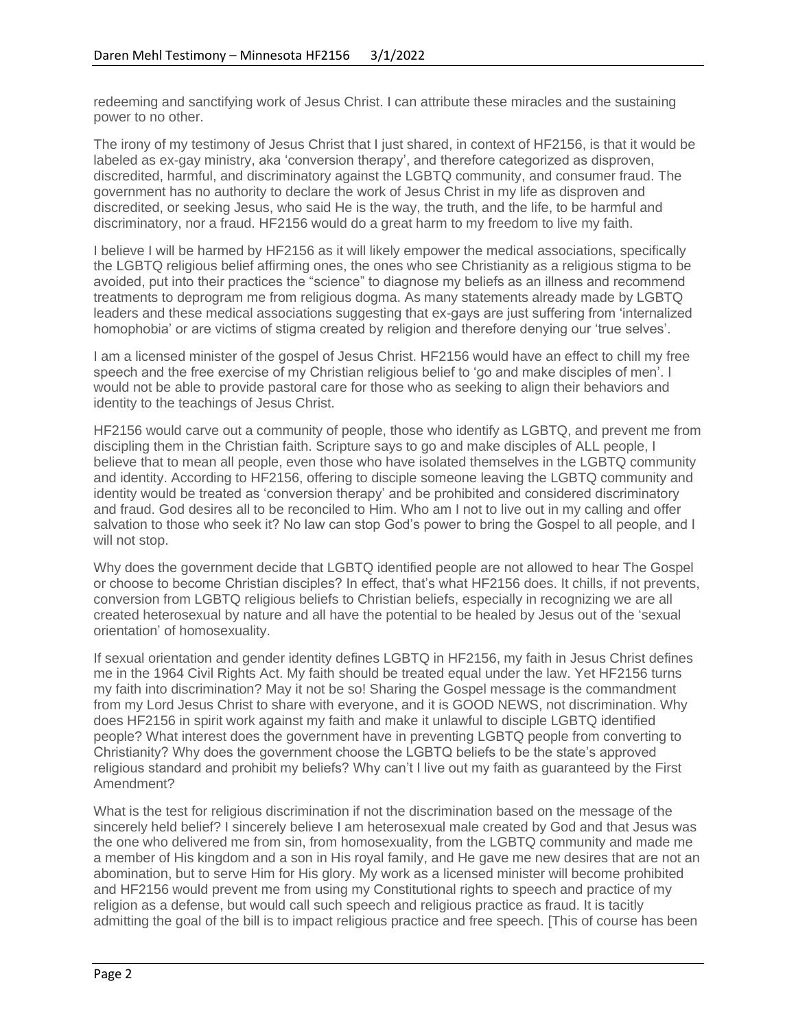redeeming and sanctifying work of Jesus Christ. I can attribute these miracles and the sustaining power to no other.

The irony of my testimony of Jesus Christ that I just shared, in context of HF2156, is that it would be labeled as ex-gay ministry, aka 'conversion therapy', and therefore categorized as disproven, discredited, harmful, and discriminatory against the LGBTQ community, and consumer fraud. The government has no authority to declare the work of Jesus Christ in my life as disproven and discredited, or seeking Jesus, who said He is the way, the truth, and the life, to be harmful and discriminatory, nor a fraud. HF2156 would do a great harm to my freedom to live my faith.

I believe I will be harmed by HF2156 as it will likely empower the medical associations, specifically the LGBTQ religious belief affirming ones, the ones who see Christianity as a religious stigma to be avoided, put into their practices the "science" to diagnose my beliefs as an illness and recommend treatments to deprogram me from religious dogma. As many statements already made by LGBTQ leaders and these medical associations suggesting that ex-gays are just suffering from 'internalized homophobia' or are victims of stigma created by religion and therefore denying our 'true selves'.

I am a licensed minister of the gospel of Jesus Christ. HF2156 would have an effect to chill my free speech and the free exercise of my Christian religious belief to 'go and make disciples of men'. I would not be able to provide pastoral care for those who as seeking to align their behaviors and identity to the teachings of Jesus Christ.

HF2156 would carve out a community of people, those who identify as LGBTQ, and prevent me from discipling them in the Christian faith. Scripture says to go and make disciples of ALL people, I believe that to mean all people, even those who have isolated themselves in the LGBTQ community and identity. According to HF2156, offering to disciple someone leaving the LGBTQ community and identity would be treated as 'conversion therapy' and be prohibited and considered discriminatory and fraud. God desires all to be reconciled to Him. Who am I not to live out in my calling and offer salvation to those who seek it? No law can stop God's power to bring the Gospel to all people, and I will not stop.

Why does the government decide that LGBTQ identified people are not allowed to hear The Gospel or choose to become Christian disciples? In effect, that's what HF2156 does. It chills, if not prevents, conversion from LGBTQ religious beliefs to Christian beliefs, especially in recognizing we are all created heterosexual by nature and all have the potential to be healed by Jesus out of the 'sexual orientation' of homosexuality.

If sexual orientation and gender identity defines LGBTQ in HF2156, my faith in Jesus Christ defines me in the 1964 Civil Rights Act. My faith should be treated equal under the law. Yet HF2156 turns my faith into discrimination? May it not be so! Sharing the Gospel message is the commandment from my Lord Jesus Christ to share with everyone, and it is GOOD NEWS, not discrimination. Why does HF2156 in spirit work against my faith and make it unlawful to disciple LGBTQ identified people? What interest does the government have in preventing LGBTQ people from converting to Christianity? Why does the government choose the LGBTQ beliefs to be the state's approved religious standard and prohibit my beliefs? Why can't I live out my faith as guaranteed by the First Amendment?

What is the test for religious discrimination if not the discrimination based on the message of the sincerely held belief? I sincerely believe I am heterosexual male created by God and that Jesus was the one who delivered me from sin, from homosexuality, from the LGBTQ community and made me a member of His kingdom and a son in His royal family, and He gave me new desires that are not an abomination, but to serve Him for His glory. My work as a licensed minister will become prohibited and HF2156 would prevent me from using my Constitutional rights to speech and practice of my religion as a defense, but would call such speech and religious practice as fraud. It is tacitly admitting the goal of the bill is to impact religious practice and free speech. [This of course has been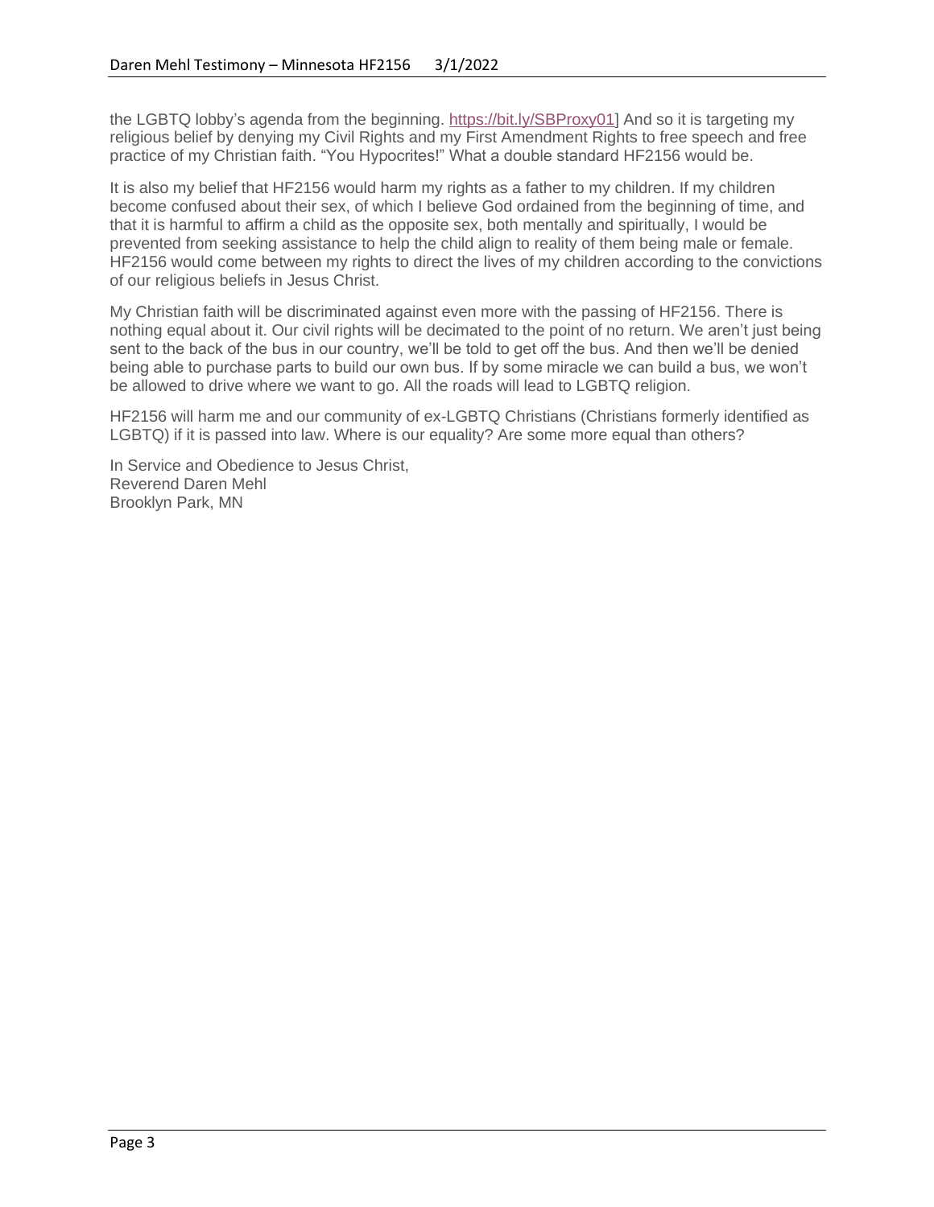the LGBTQ lobby's agenda from the beginning. https://bit.ly/SBProxy01] And so it is targeting my religious belief by denying my Civil Rights and my First Amendment Rights to free speech and free practice of my Christian faith. "You Hypocrites!" What a double standard HF2156 would be.

It is also my belief that HF2156 would harm my rights as a father to my children. If my children become confused about their sex, of which I believe God ordained from the beginning of time, and that it is harmful to affirm a child as the opposite sex, both mentally and spiritually, I would be prevented from seeking assistance to help the child align to reality of them being male or female. HF2156 would come between my rights to direct the lives of my children according to the convictions of our religious beliefs in Jesus Christ.

My Christian faith will be discriminated against even more with the passing of HF2156. There is nothing equal about it. Our civil rights will be decimated to the point of no return. We aren't just being sent to the back of the bus in our country, we'll be told to get off the bus. And then we'll be denied being able to purchase parts to build our own bus. If by some miracle we can build a bus, we won't be allowed to drive where we want to go. All the roads will lead to LGBTQ religion.

HF2156 will harm me and our community of ex-LGBTQ Christians (Christians formerly identified as LGBTQ) if it is passed into law. Where is our equality? Are some more equal than others?

In Service and Obedience to Jesus Christ,
Reverend Daren Mehl
Brooklyn Park, MN